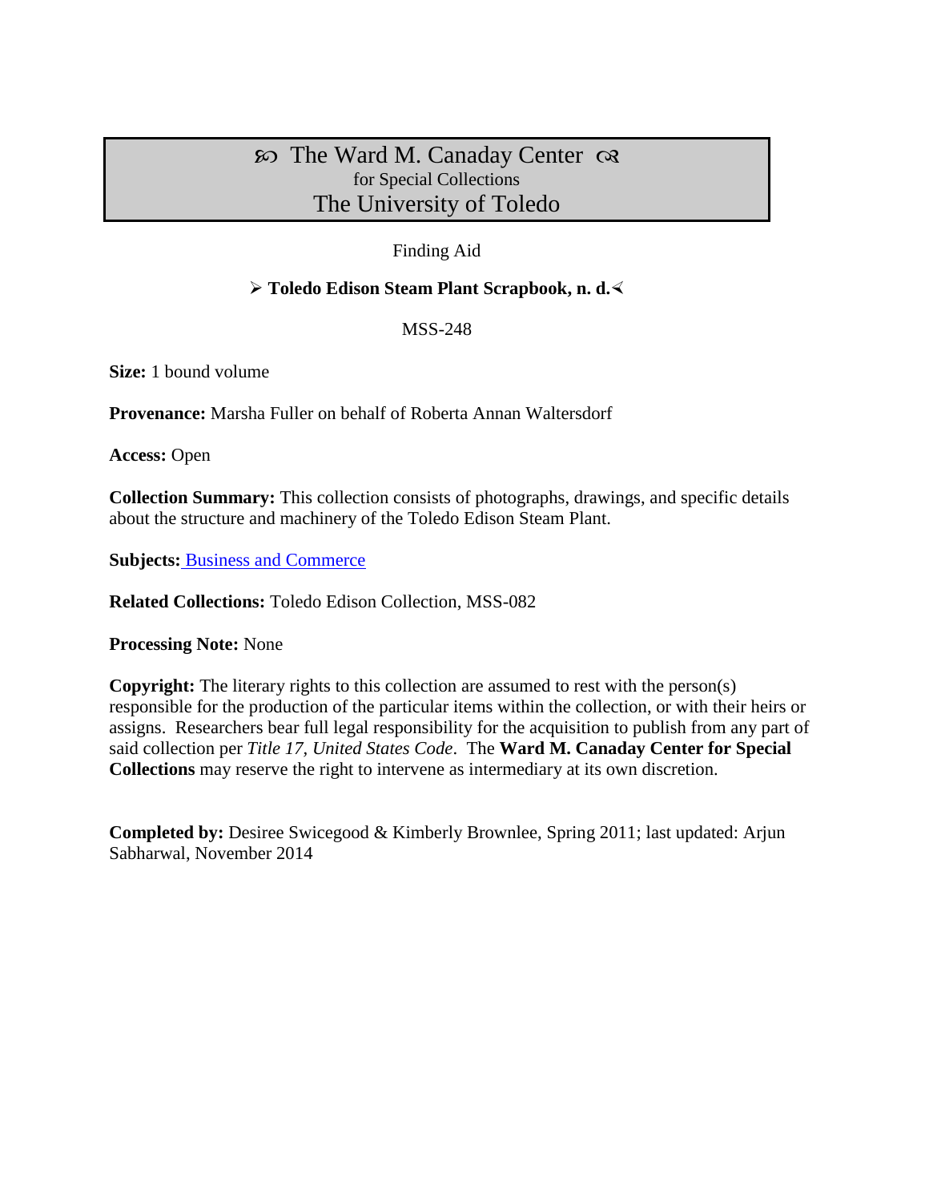# ꕥ The Ward M. Canaday Center ꕥ
for Special Collections
## The University of Toledo

Finding Aid

**➢ Toledo Edison Steam Plant Scrapbook, n. d.⊰**

MSS-248

**Size:** 1 bound volume

**Provenance:** Marsha Fuller on behalf of Roberta Annan Waltersdorf

**Access:** Open

**Collection Summary:** This collection consists of photographs, drawings, and specific details about the structure and machinery of the Toledo Edison Steam Plant.

**Subjects:** Business and Commerce

**Related Collections:** Toledo Edison Collection, MSS-082

**Processing Note:** None

**Copyright:** The literary rights to this collection are assumed to rest with the person(s) responsible for the production of the particular items within the collection, or with their heirs or assigns. Researchers bear full legal responsibility for the acquisition to publish from any part of said collection per *Title 17, United States Code*. The **Ward M. Canaday Center for Special Collections** may reserve the right to intervene as intermediary at its own discretion.

**Completed by:** Desiree Swicegood & Kimberly Brownlee, Spring 2011; last updated: Arjun Sabharwal, November 2014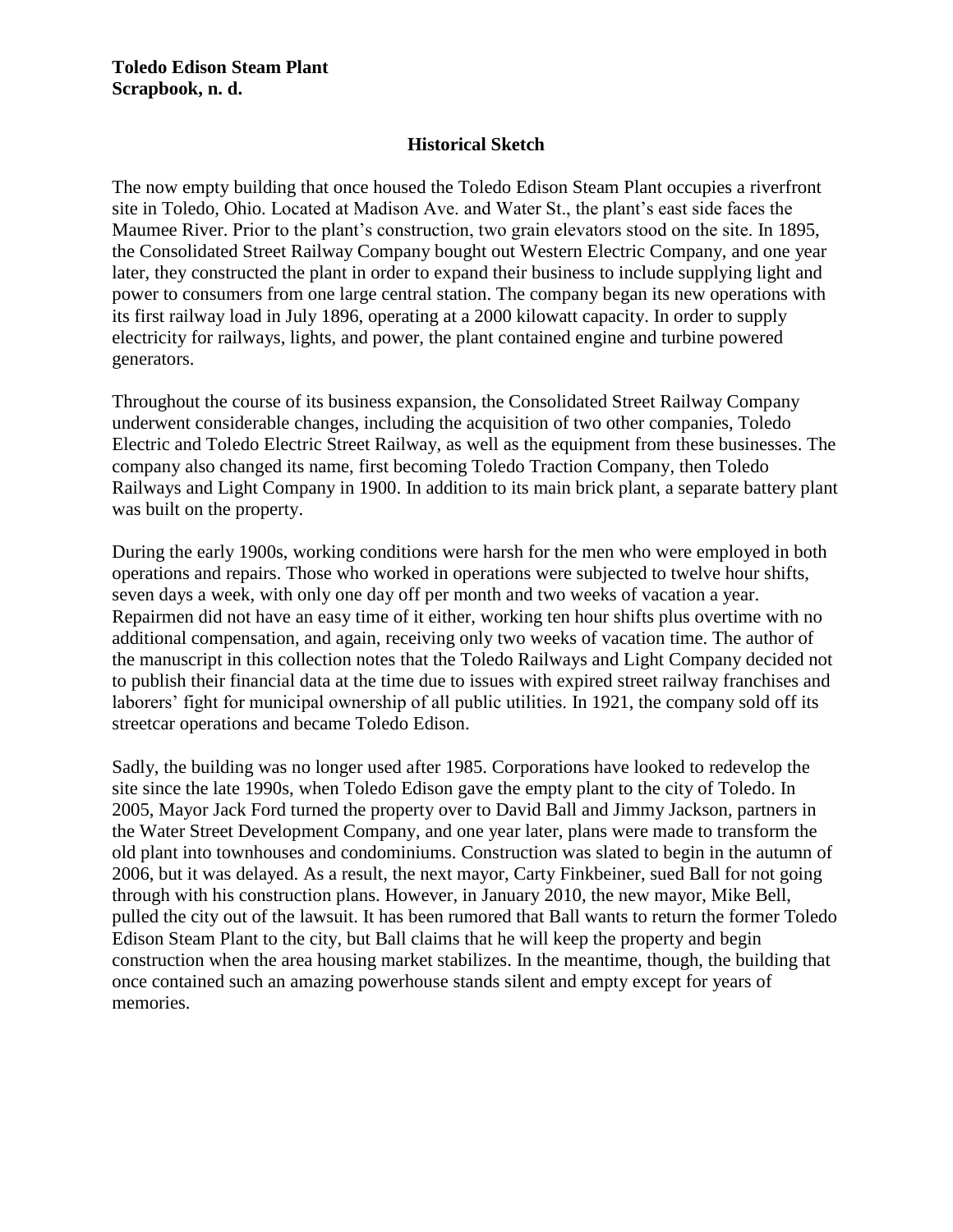**Toledo Edison Steam Plant**
**Scrapbook, n. d.**

## Historical Sketch

The now empty building that once housed the Toledo Edison Steam Plant occupies a riverfront site in Toledo, Ohio. Located at Madison Ave. and Water St., the plant's east side faces the Maumee River. Prior to the plant's construction, two grain elevators stood on the site. In 1895, the Consolidated Street Railway Company bought out Western Electric Company, and one year later, they constructed the plant in order to expand their business to include supplying light and power to consumers from one large central station. The company began its new operations with its first railway load in July 1896, operating at a 2000 kilowatt capacity. In order to supply electricity for railways, lights, and power, the plant contained engine and turbine powered generators.

Throughout the course of its business expansion, the Consolidated Street Railway Company underwent considerable changes, including the acquisition of two other companies, Toledo Electric and Toledo Electric Street Railway, as well as the equipment from these businesses. The company also changed its name, first becoming Toledo Traction Company, then Toledo Railways and Light Company in 1900. In addition to its main brick plant, a separate battery plant was built on the property.

During the early 1900s, working conditions were harsh for the men who were employed in both operations and repairs. Those who worked in operations were subjected to twelve hour shifts, seven days a week, with only one day off per month and two weeks of vacation a year. Repairmen did not have an easy time of it either, working ten hour shifts plus overtime with no additional compensation, and again, receiving only two weeks of vacation time. The author of the manuscript in this collection notes that the Toledo Railways and Light Company decided not to publish their financial data at the time due to issues with expired street railway franchises and laborers' fight for municipal ownership of all public utilities. In 1921, the company sold off its streetcar operations and became Toledo Edison.

Sadly, the building was no longer used after 1985. Corporations have looked to redevelop the site since the late 1990s, when Toledo Edison gave the empty plant to the city of Toledo. In 2005, Mayor Jack Ford turned the property over to David Ball and Jimmy Jackson, partners in the Water Street Development Company, and one year later, plans were made to transform the old plant into townhouses and condominiums. Construction was slated to begin in the autumn of 2006, but it was delayed. As a result, the next mayor, Carty Finkbeiner, sued Ball for not going through with his construction plans. However, in January 2010, the new mayor, Mike Bell, pulled the city out of the lawsuit. It has been rumored that Ball wants to return the former Toledo Edison Steam Plant to the city, but Ball claims that he will keep the property and begin construction when the area housing market stabilizes. In the meantime, though, the building that once contained such an amazing powerhouse stands silent and empty except for years of memories.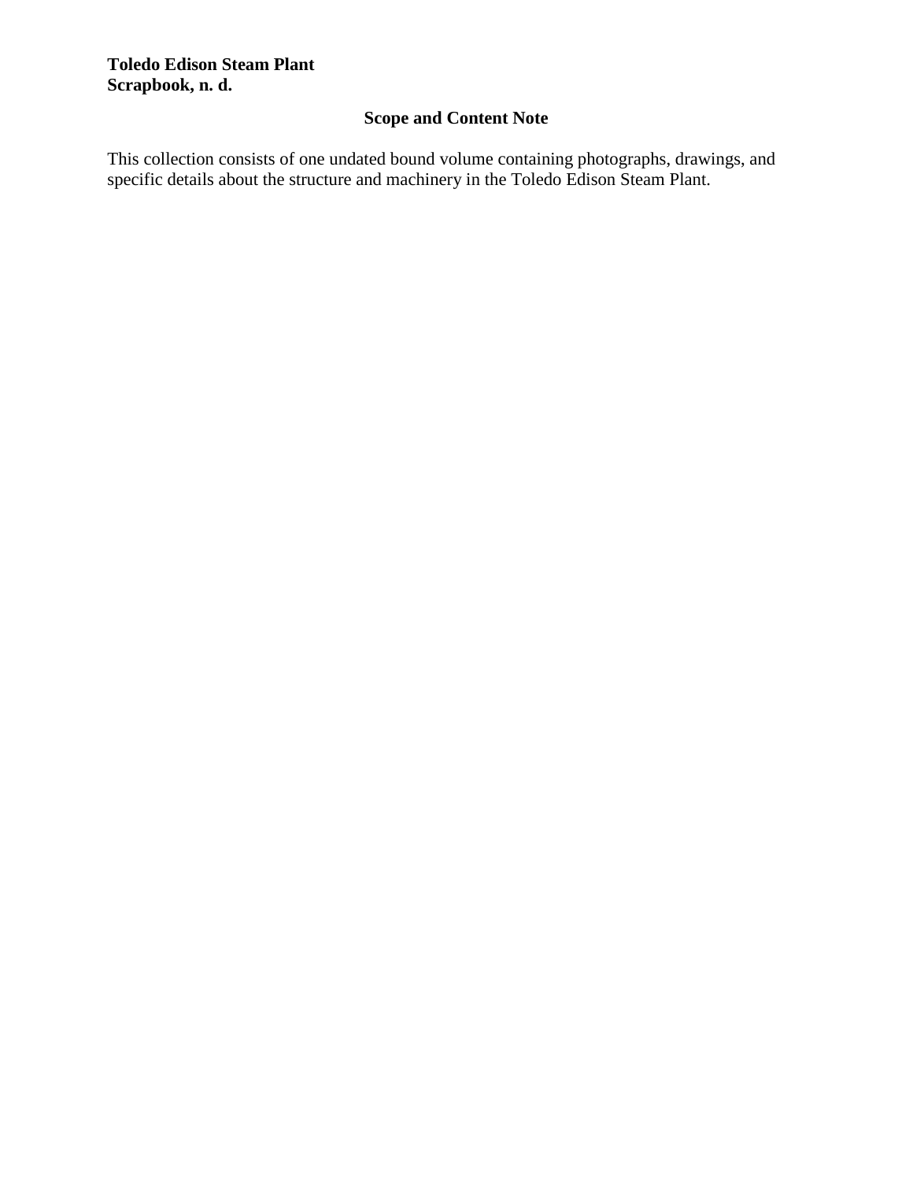**Toledo Edison Steam Plant**
**Scrapbook, n. d.**

## Scope and Content Note

This collection consists of one undated bound volume containing photographs, drawings, and specific details about the structure and machinery in the Toledo Edison Steam Plant.